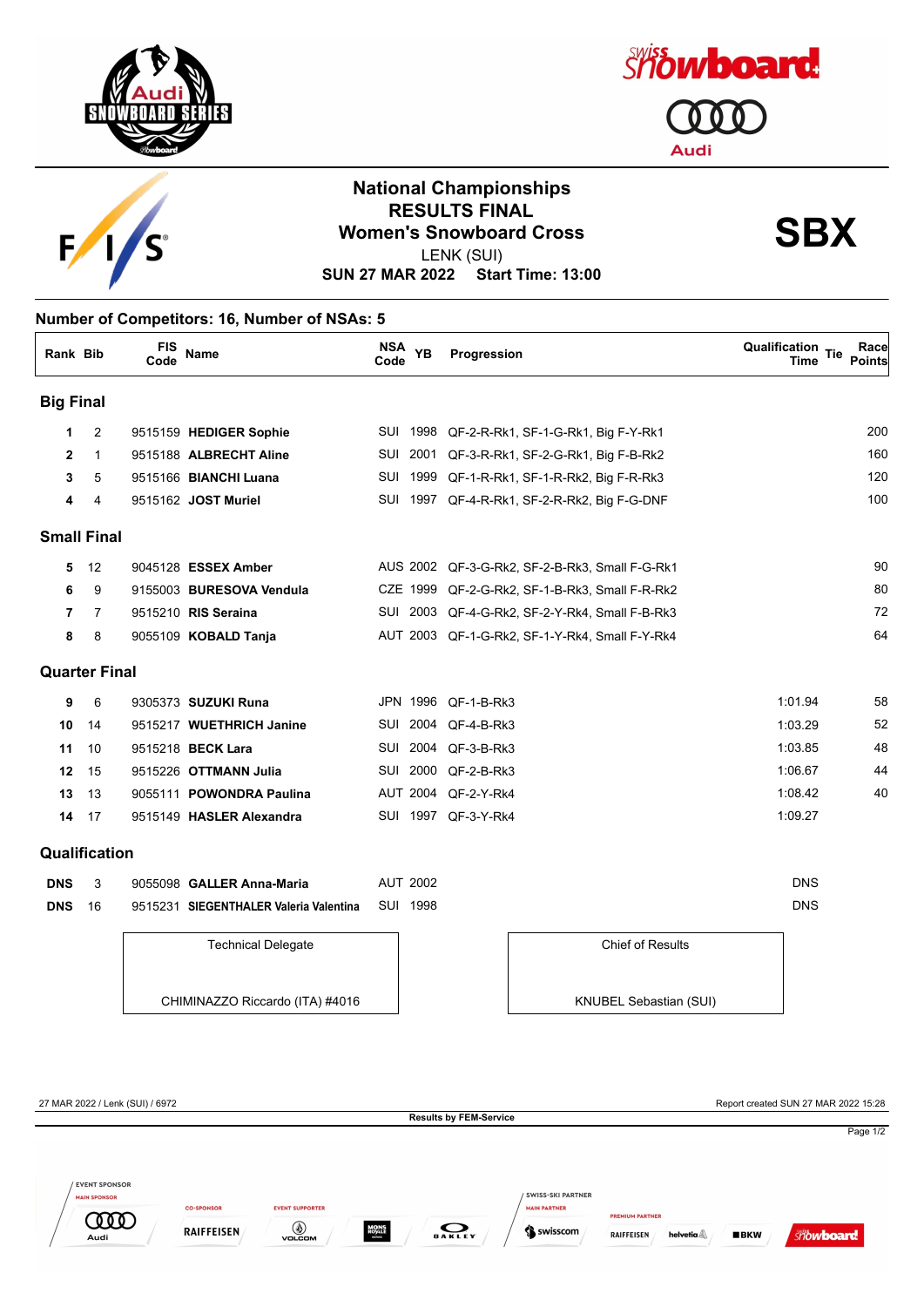# National Championships
## RESULTS FINAL
## Women's Snowboard Cross

LENK (SUI)

**SUN 27 MAR 2022 Start Time: 13:00**

**SBX**

**Number of Competitors: 16, Number of NSAs: 5**

| Rank | Bib | FIS Code | Name | NSA Code | YB | Progression | Qualification Time | Tie | Race Points |
|---|---|---|---|---|---|---|---|---|---|
| **Big Final** | | | | | | | | | |
| 1 | 2 | 9515159 | **HEDIGER Sophie** | SUI | 1998 | QF-2-R-Rk1, SF-1-G-Rk1, Big F-Y-Rk1 | | | 200 |
| 2 | 1 | 9515188 | **ALBRECHT Aline** | SUI | 2001 | QF-3-R-Rk1, SF-2-G-Rk1, Big F-B-Rk2 | | | 160 |
| 3 | 5 | 9515166 | **BIANCHI Luana** | SUI | 1999 | QF-1-R-Rk1, SF-1-R-Rk2, Big F-R-Rk3 | | | 120 |
| 4 | 4 | 9515162 | **JOST Muriel** | SUI | 1997 | QF-4-R-Rk1, SF-2-R-Rk2, Big F-G-DNF | | | 100 |
| **Small Final** | | | | | | | | | |
| 5 | 12 | 9045128 | **ESSEX Amber** | AUS | 2002 | QF-3-G-Rk2, SF-2-B-Rk3, Small F-G-Rk1 | | | 90 |
| 6 | 9 | 9155003 | **BURESOVA Vendula** | CZE | 1999 | QF-2-G-Rk2, SF-1-B-Rk3, Small F-R-Rk2 | | | 80 |
| 7 | 7 | 9515210 | **RIS Seraina** | SUI | 2003 | QF-4-G-Rk2, SF-2-Y-Rk4, Small F-B-Rk3 | | | 72 |
| 8 | 8 | 9055109 | **KOBALD Tanja** | AUT | 2003 | QF-1-G-Rk2, SF-1-Y-Rk4, Small F-Y-Rk4 | | | 64 |
| **Quarter Final** | | | | | | | | | |
| 9 | 6 | 9305373 | **SUZUKI Runa** | JPN | 1996 | QF-1-B-Rk3 | 1:01.94 | | 58 |
| 10 | 14 | 9515217 | **WUETHRICH Janine** | SUI | 2004 | QF-4-B-Rk3 | 1:03.29 | | 52 |
| 11 | 10 | 9515218 | **BECK Lara** | SUI | 2004 | QF-3-B-Rk3 | 1:03.85 | | 48 |
| 12 | 15 | 9515226 | **OTTMANN Julia** | SUI | 2000 | QF-2-B-Rk3 | 1:06.67 | | 44 |
| 13 | 13 | 9055111 | **POWONDRA Paulina** | AUT | 2004 | QF-2-Y-Rk4 | 1:08.42 | | 40 |
| 14 | 17 | 9515149 | **HASLER Alexandra** | SUI | 1997 | QF-3-Y-Rk4 | 1:09.27 | | |
| **Qualification** | | | | | | | | | |
| DNS | 3 | 9055098 | **GALLER Anna-Maria** | AUT | 2002 | | DNS | | |
| DNS | 16 | 9515231 | **SIEGENTHALER Valeria Valentina** | SUI | 1998 | | DNS | | |

| Technical Delegate | Chief of Results |
|---|---|
| CHIMINAZZO Riccardo (ITA) #4016 | KNUBEL Sebastian (SUI) |

27 MAR 2022 / Lenk (SUI) / 6972

Report created SUN 27 MAR 2022 15:28

Results by FEM-Service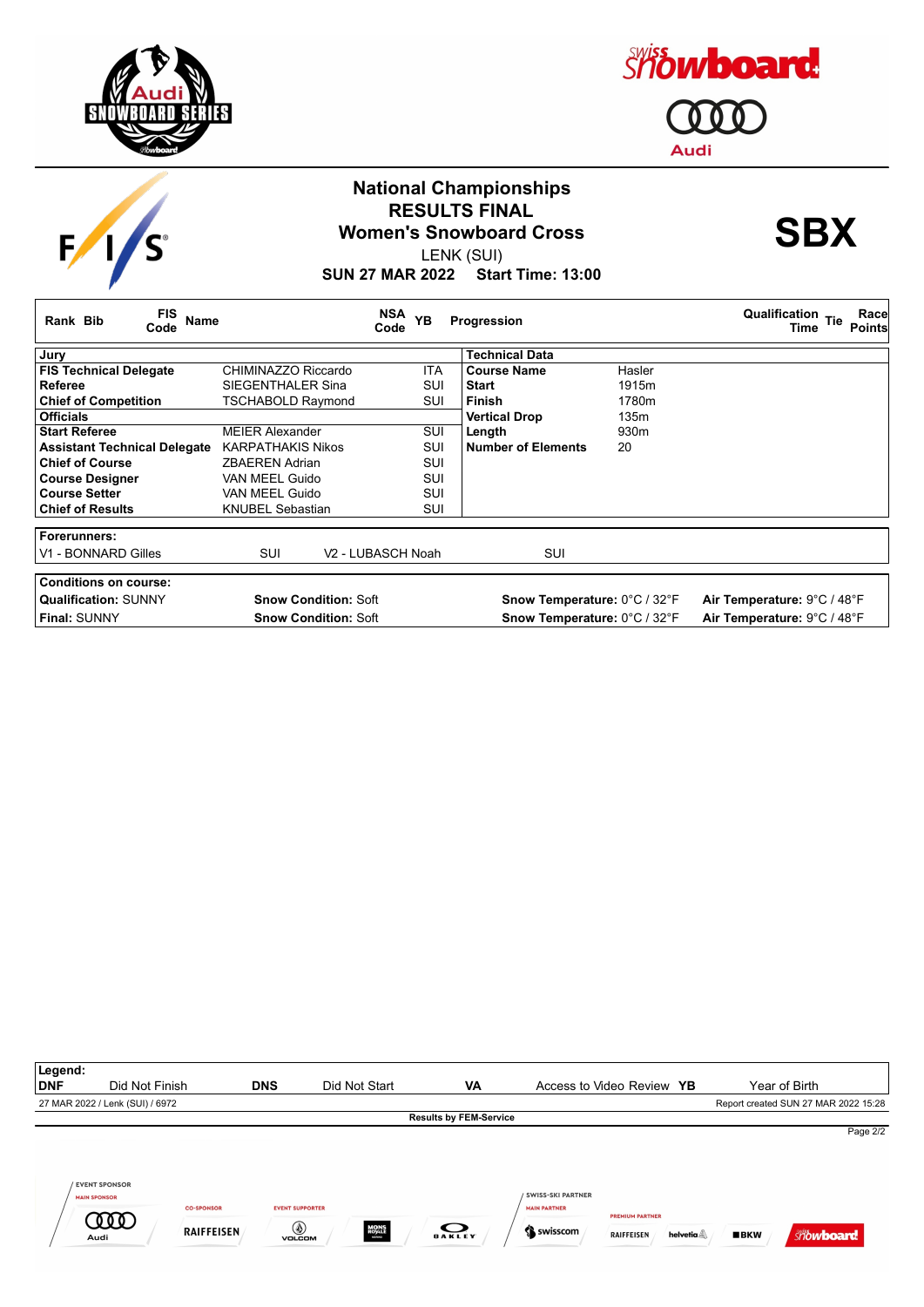# National Championships
## RESULTS FINAL
## Women's Snowboard Cross

LENK (SUI)

**SUN 27 MAR 2022 Start Time: 13:00**

**SBX**

| Rank | Bib | FIS Code | Name | NSA Code | YB | Progression | Qualification Time | Tie | Race Points |
|---|---|---|---|---|---|---|---|---|---|

| Jury | | | Technical Data | |
|---|---|---|---|---|
| **FIS Technical Delegate** | CHIMINAZZO Riccardo | ITA | **Course Name** | Hasler |
| **Referee** | SIEGENTHALER Sina | SUI | **Start** | 1915m |
| **Chief of Competition** | TSCHABOLD Raymond | SUI | **Finish** | 1780m |
| **Officials** | | | **Vertical Drop** | 135m |
| **Start Referee** | MEIER Alexander | SUI | **Length** | 930m |
| **Assistant Technical Delegate** | KARPATHAKIS Nikos | SUI | **Number of Elements** | 20 |
| **Chief of Course** | ZBAEREN Adrian | SUI | | |
| **Course Designer** | VAN MEEL Guido | SUI | | |
| **Course Setter** | VAN MEEL Guido | SUI | | |
| **Chief of Results** | KNUBEL Sebastian | SUI | | |

**Forerunners:**

V1 - BONNARD Gilles SUI V2 - LUBASCH Noah SUI

**Conditions on course:**

| | | | |
|---|---|---|---|
| **Qualification:** SUNNY | **Snow Condition:** Soft | **Snow Temperature:** 0°C / 32°F | **Air Temperature:** 9°C / 48°F |
| **Final:** SUNNY | **Snow Condition:** Soft | **Snow Temperature:** 0°C / 32°F | **Air Temperature:** 9°C / 48°F |

**Legend:**

**DNF** Did Not Finish **DNS** Did Not Start **VA** Access to Video Review **YB** Year of Birth

27 MAR 2022 / Lenk (SUI) / 6972 Report created SUN 27 MAR 2022 15:28

**Results by FEM-Service**